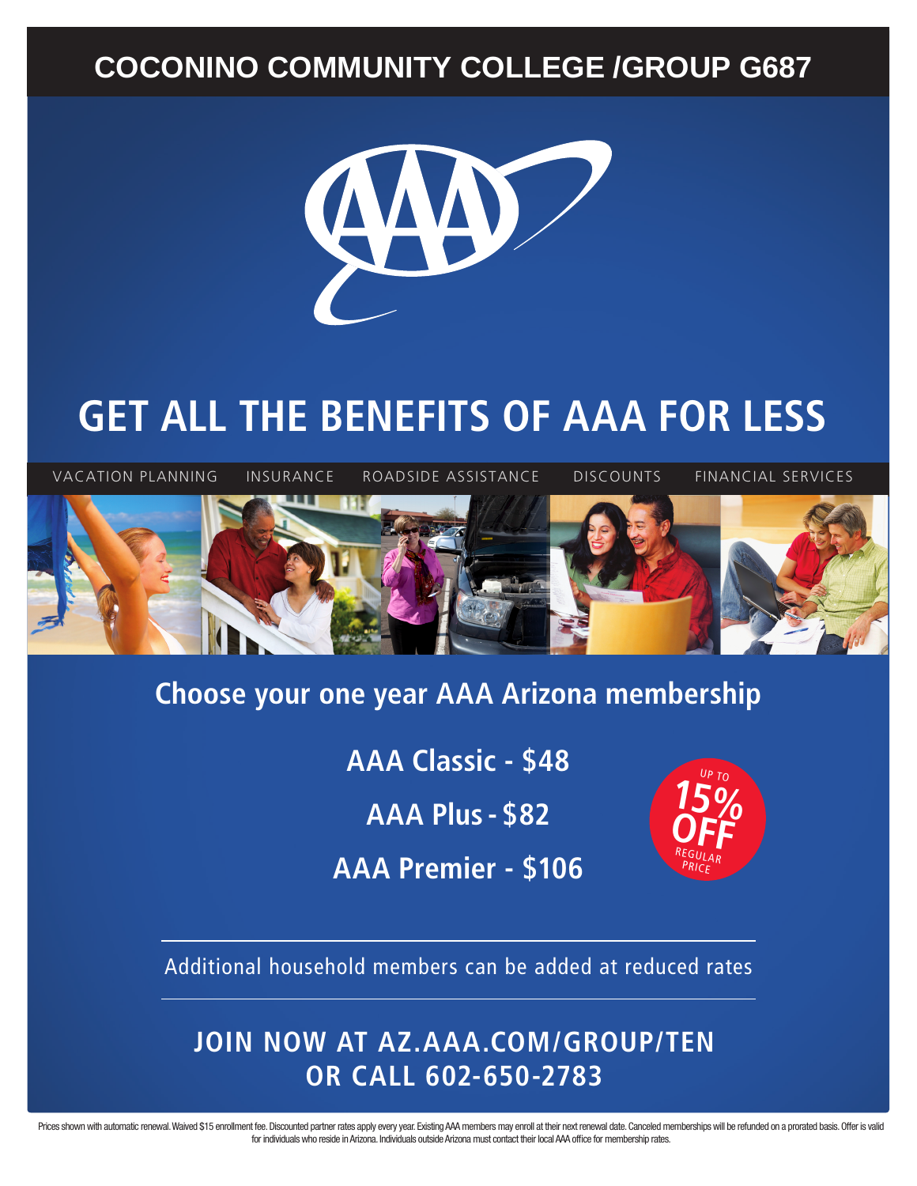# COCONINO COMMUNITY COLLEGE /GROUP G687

## GET ALL THE BENEFITS OF AAA FOR LESS

VACATION PLANNING INSURANCE ROADSIDE ASSISTANCE DISCOUNTS FINANCIAL SERVICES

### Choose your one year AAA Arizona membership

**AAA Classic - $48**

**AAA Plus - $82**

**AAA Premier - $106**

UP TO 15% OFF REGULAR PRICE

Additional household members can be added at reduced rates

**JOIN NOW AT AZ.AAA.COM/GROUP/TEN**
**OR CALL 602-650-2783**

Prices shown with automatic renewal. Waived $15 enrollment fee. Discounted partner rates apply every year. Existing AAA members may enroll at their next renewal date. Canceled memberships will be refunded on a prorated basis. Offer is valid for individuals who reside in Arizona. Individuals outside Arizona must contact their local AAA office for membership rates.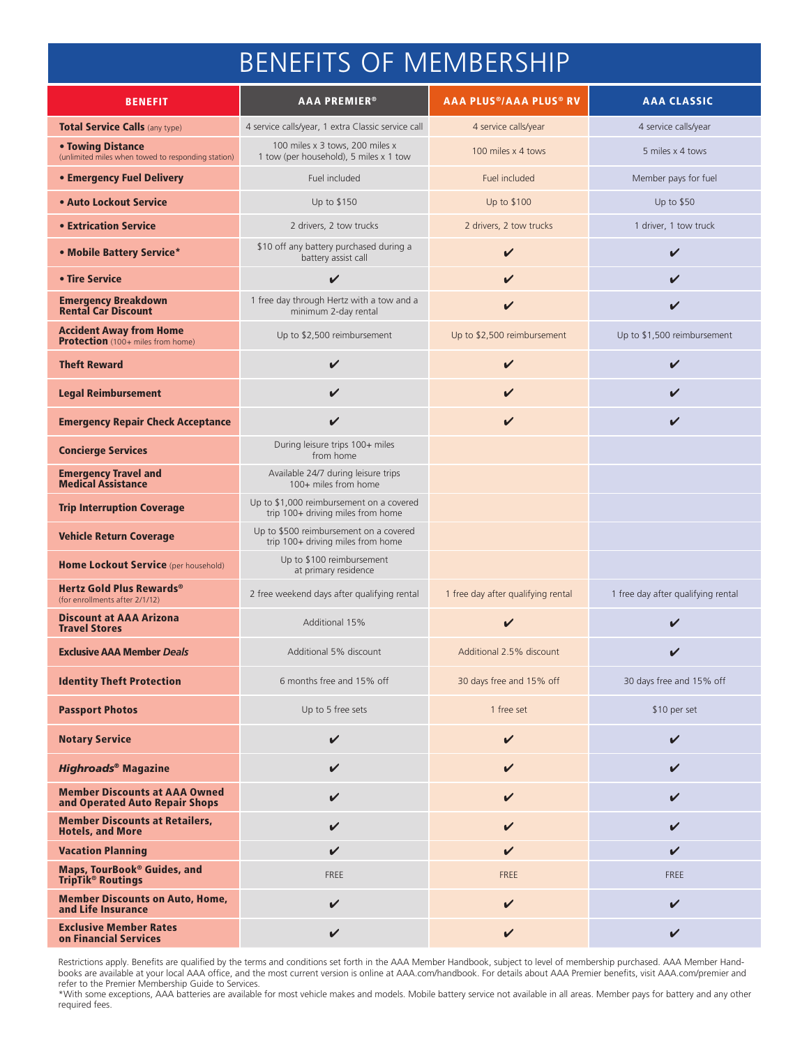# BENEFITS OF MEMBERSHIP

| BENEFIT | AAA PREMIER® | AAA PLUS®/AAA PLUS® RV | AAA CLASSIC |
|---|---|---|---|
| **Total Service Calls** (any type) | 4 service calls/year, 1 extra Classic service call | 4 service calls/year | 4 service calls/year |
| **• Towing Distance** (unlimited miles when towed to responding station) | 100 miles x 3 tows, 200 miles x 1 tow (per household), 5 miles x 1 tow | 100 miles x 4 tows | 5 miles x 4 tows |
| **• Emergency Fuel Delivery** | Fuel included | Fuel included | Member pays for fuel |
| **• Auto Lockout Service** | Up to $150 | Up to $100 | Up to $50 |
| **• Extrication Service** | 2 drivers, 2 tow trucks | 2 drivers, 2 tow trucks | 1 driver, 1 tow truck |
| **• Mobile Battery Service*** | $10 off any battery purchased during a battery assist call | ✔ | ✔ |
| **• Tire Service** | ✔ | ✔ | ✔ |
| **Emergency Breakdown Rental Car Discount** | 1 free day through Hertz with a tow and a minimum 2-day rental | ✔ | ✔ |
| **Accident Away from Home Protection** (100+ miles from home) | Up to $2,500 reimbursement | Up to $2,500 reimbursement | Up to $1,500 reimbursement |
| **Theft Reward** | ✔ | ✔ | ✔ |
| **Legal Reimbursement** | ✔ | ✔ | ✔ |
| **Emergency Repair Check Acceptance** | ✔ | ✔ | ✔ |
| **Concierge Services** | During leisure trips 100+ miles from home | | |
| **Emergency Travel and Medical Assistance** | Available 24/7 during leisure trips 100+ miles from home | | |
| **Trip Interruption Coverage** | Up to $1,000 reimbursement on a covered trip 100+ driving miles from home | | |
| **Vehicle Return Coverage** | Up to $500 reimbursement on a covered trip 100+ driving miles from home | | |
| **Home Lockout Service** (per household) | Up to $100 reimbursement at primary residence | | |
| **Hertz Gold Plus Rewards®** (for enrollments after 2/1/12) | 2 free weekend days after qualifying rental | 1 free day after qualifying rental | 1 free day after qualifying rental |
| **Discount at AAA Arizona Travel Stores** | Additional 15% | ✔ | ✔ |
| **Exclusive AAA Member *Deals*** | Additional 5% discount | Additional 2.5% discount | ✔ |
| **Identity Theft Protection** | 6 months free and 15% off | 30 days free and 15% off | 30 days free and 15% off |
| **Passport Photos** | Up to 5 free sets | 1 free set | $10 per set |
| **Notary Service** | ✔ | ✔ | ✔ |
| ***Highroads*® Magazine** | ✔ | ✔ | ✔ |
| **Member Discounts at AAA Owned and Operated Auto Repair Shops** | ✔ | ✔ | ✔ |
| **Member Discounts at Retailers, Hotels, and More** | ✔ | ✔ | ✔ |
| **Vacation Planning** | ✔ | ✔ | ✔ |
| **Maps, TourBook® Guides, and TripTik® Routings** | FREE | FREE | FREE |
| **Member Discounts on Auto, Home, and Life Insurance** | ✔ | ✔ | ✔ |
| **Exclusive Member Rates on Financial Services** | ✔ | ✔ | ✔ |

Restrictions apply. Benefits are qualified by the terms and conditions set forth in the AAA Member Handbook, subject to level of membership purchased. AAA Member Handbooks are available at your local AAA office, and the most current version is online at AAA.com/handbook. For details about AAA Premier benefits, visit AAA.com/premier and refer to the Premier Membership Guide to Services.

*With some exceptions, AAA batteries are available for most vehicle makes and models. Mobile battery service not available in all areas. Member pays for battery and any other required fees.